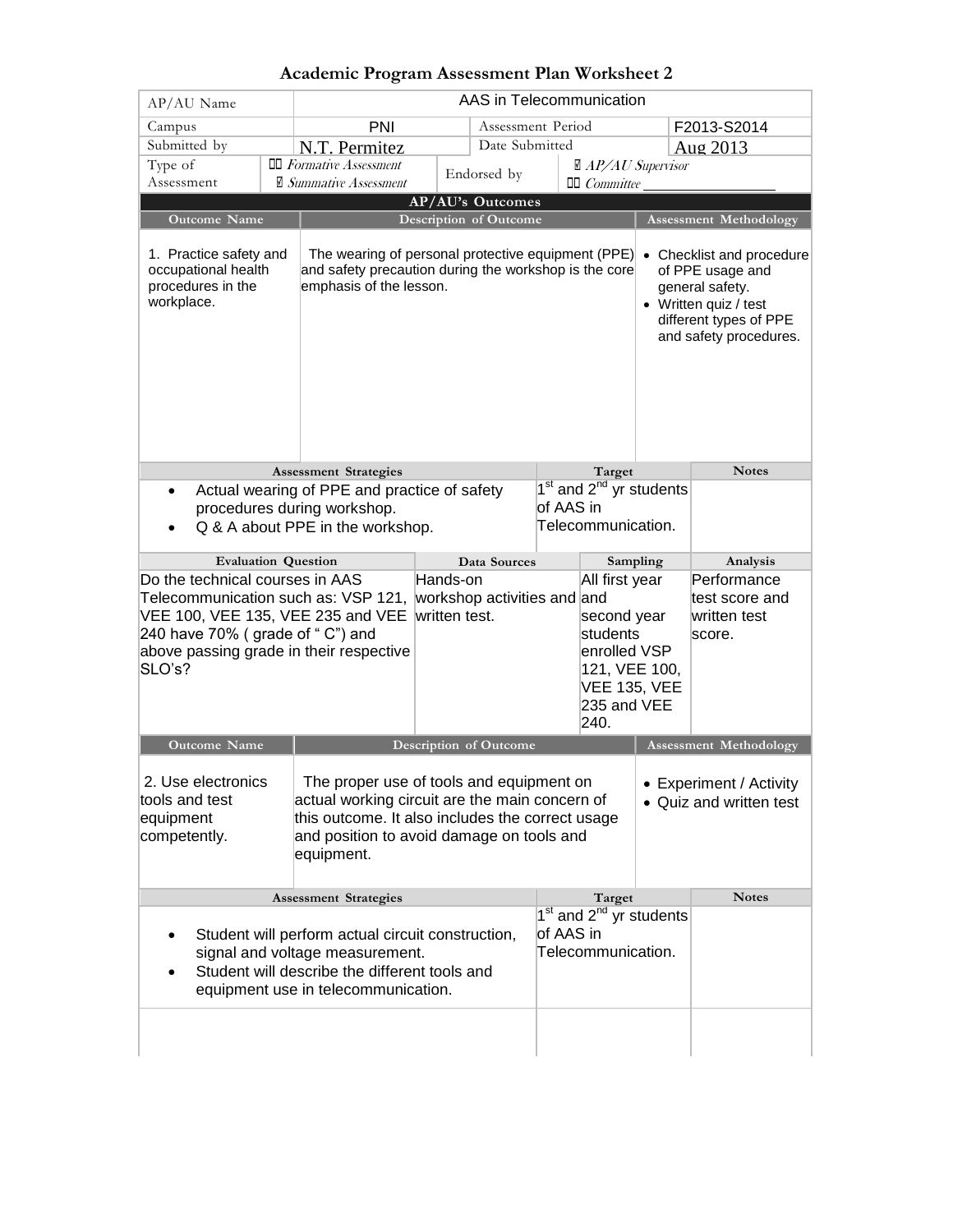# Academic Program Assessment Plan Worksheet 2

| AP/AU Name | AAS in Telecommunication | | |
|---|---|---|---|
| Campus | PNI | Assessment Period | F2013-S2014 |
| Submitted by | N.T. Permitez | Date Submitted | Aug 2013 |
| Type of Assessment | ☐ *Formative Assessment* ☑ *Summative Assessment* | Endorsed by | ☑ *AP/AU Supervisor* ☐ *Committee* ________ |

## AP/AU's Outcomes

| Outcome Name | Description of Outcome | Assessment Methodology |
|---|---|---|
| 1. Practice safety and occupational health procedures in the workplace. | The wearing of personal protective equipment (PPE) and safety precaution during the workshop is the core emphasis of the lesson. | • Checklist and procedure of PPE usage and general safety.<br>• Written quiz / test different types of PPE and safety procedures. |

| Assessment Strategies | Target | Notes |
|---|---|---|
| • Actual wearing of PPE and practice of safety procedures during workshop.<br>• Q & A about PPE in the workshop. | 1st and 2nd yr students of AAS in Telecommunication. | |

| Evaluation Question | Data Sources | Sampling | Analysis |
|---|---|---|---|
| Do the technical courses in AAS Telecommunication such as: VSP 121, VEE 100, VEE 135, VEE 235 and VEE 240 have 70% ( grade of " C") and above passing grade in their respective SLO's? | Hands-on workshop activities and written test. | All first year and second year students enrolled VSP 121, VEE 100, VEE 135, VEE 235 and VEE 240. | Performance test score and written test score. |

| Outcome Name | Description of Outcome | Assessment Methodology |
|---|---|---|
| 2. Use electronics tools and test equipment competently. | The proper use of tools and equipment on actual working circuit are the main concern of this outcome. It also includes the correct usage and position to avoid damage on tools and equipment. | • Experiment / Activity<br>• Quiz and written test |

| Assessment Strategies | Target | Notes |
|---|---|---|
| • Student will perform actual circuit construction, signal and voltage measurement.<br>• Student will describe the different tools and equipment use in telecommunication. | 1st and 2nd yr students of AAS in Telecommunication. | |
| | | |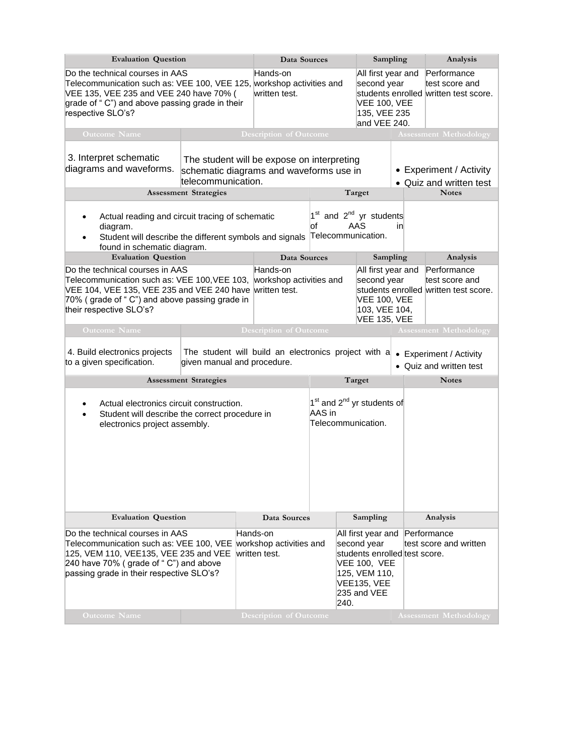| Evaluation Question | Data Sources | Sampling | Analysis |
|---|---|---|---|
| Do the technical courses in AAS Telecommunication such as: VEE 100, VEE 125, VEE 135, VEE 235 and VEE 240 have 70% ( grade of " C") and above passing grade in their respective SLO's? | Hands-on workshop activities and written test. | All first year and second year students enrolled VEE 100, VEE 135, VEE 235 and VEE 240. | Performance test score and written test score. |

| Outcome Name | Description of Outcome | Assessment Methodology |
|---|---|---|
| 3. Interpret schematic diagrams and waveforms. | The student will be expose on interpreting schematic diagrams and waveforms use in telecommunication. | • Experiment / Activity<br>• Quiz and written test |

| Assessment Strategies | Target | Notes |
|---|---|---|
| • Actual reading and circuit tracing of schematic diagram.<br>• Student will describe the different symbols and signals found in schematic diagram. | 1st and 2nd yr students of AAS in Telecommunication. | |

| Evaluation Question | Data Sources | Sampling | Analysis |
|---|---|---|---|
| Do the technical courses in AAS Telecommunication such as: VEE 100,VEE 103, VEE 104, VEE 135, VEE 235 and VEE 240 have 70% ( grade of " C") and above passing grade in their respective SLO's? | Hands-on workshop activities and written test. | All first year and second year students enrolled VEE 100, VEE 103, VEE 104, VEE 135, VEE | Performance test score and written test score. |

| Outcome Name | Description of Outcome | Assessment Methodology |
|---|---|---|
| 4. Build electronics projects to a given specification. | The student will build an electronics project with a given manual and procedure. | • Experiment / Activity<br>• Quiz and written test |

| Assessment Strategies | Target | Notes |
|---|---|---|
| • Actual electronics circuit construction.<br>• Student will describe the correct procedure in electronics project assembly. | 1st and 2nd yr students of AAS in Telecommunication. | |

| Evaluation Question | Data Sources | Sampling | Analysis |
|---|---|---|---|
| Do the technical courses in AAS Telecommunication such as: VEE 100, VEE 125, VEM 110, VEE135, VEE 235 and VEE 240 have 70% ( grade of " C") and above passing grade in their respective SLO's? | Hands-on workshop activities and written test. | All first year and second year students enrolled VEE 100, VEE 125, VEM 110, VEE135, VEE 235 and VEE 240. | Performance test score and written test score. |

| Outcome Name | Description of Outcome | Assessment Methodology |
|---|---|---|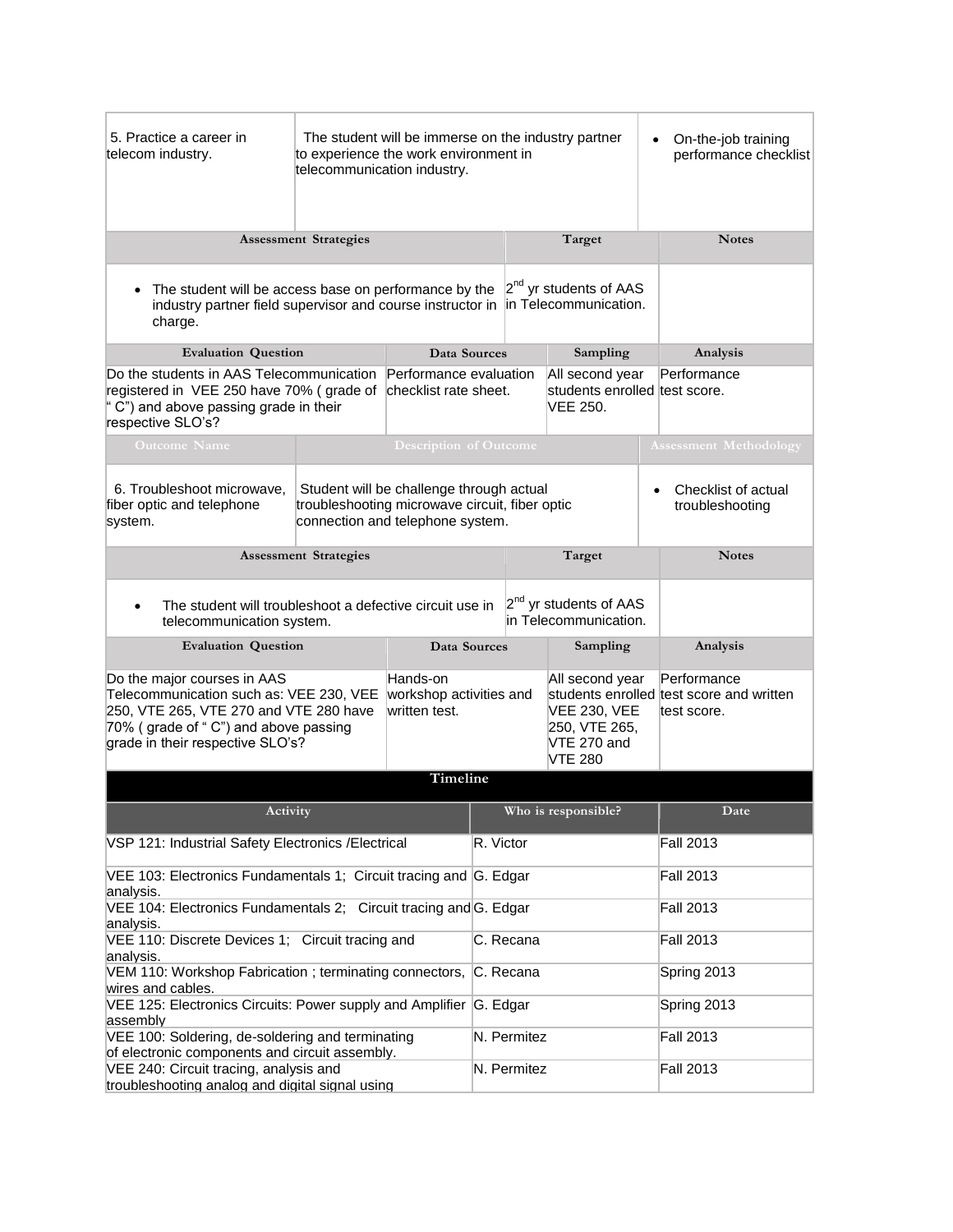| 5. Practice a career in telecom industry. | The student will be immerse on the industry partner to experience the work environment in telecommunication industry. | • On-the-job training performance checklist |
|---|---|---|

| Assessment Strategies | Target | Notes |
|---|---|---|
| • The student will be access base on performance by the industry partner field supervisor and course instructor in charge. | 2nd yr students of AAS in Telecommunication. | |

| Evaluation Question | Data Sources | Sampling | Analysis |
|---|---|---|---|
| Do the students in AAS Telecommunication registered in VEE 250 have 70% ( grade of " C") and above passing grade in their respective SLO's? | Performance evaluation checklist rate sheet. | All second year students enrolled VEE 250. | Performance test score. |

| Outcome Name | Description of Outcome | Assessment Methodology |
|---|---|---|
| 6. Troubleshoot microwave, fiber optic and telephone system. | Student will be challenge through actual troubleshooting microwave circuit, fiber optic connection and telephone system. | • Checklist of actual troubleshooting |

| Assessment Strategies | Target | Notes |
|---|---|---|
| • The student will troubleshoot a defective circuit use in telecommunication system. | 2nd yr students of AAS in Telecommunication. | |

| Evaluation Question | Data Sources | Sampling | Analysis |
|---|---|---|---|
| Do the major courses in AAS Telecommunication such as: VEE 230, VEE 250, VTE 265, VTE 270 and VTE 280 have 70% ( grade of " C") and above passing grade in their respective SLO's? | Hands-on workshop activities and written test. | All second year students enrolled VEE 230, VEE 250, VTE 265, VTE 270 and VTE 280 | Performance test score and written test score. |

**Timeline**

| Activity | Who is responsible? | Date |
|---|---|---|
| VSP 121: Industrial Safety Electronics /Electrical | R. Victor | Fall 2013 |
| VEE 103: Electronics Fundamentals 1; Circuit tracing and analysis. | G. Edgar | Fall 2013 |
| VEE 104: Electronics Fundamentals 2; Circuit tracing and analysis. | G. Edgar | Fall 2013 |
| VEE 110: Discrete Devices 1; Circuit tracing and analysis. | C. Recana | Fall 2013 |
| VEM 110: Workshop Fabrication ; terminating connectors, wires and cables. | C. Recana | Spring 2013 |
| VEE 125: Electronics Circuits: Power supply and Amplifier assembly | G. Edgar | Spring 2013 |
| VEE 100: Soldering, de-soldering and terminating of electronic components and circuit assembly. | N. Permitez | Fall 2013 |
| VEE 240: Circuit tracing, analysis and troubleshooting analog and digital signal using | N. Permitez | Fall 2013 |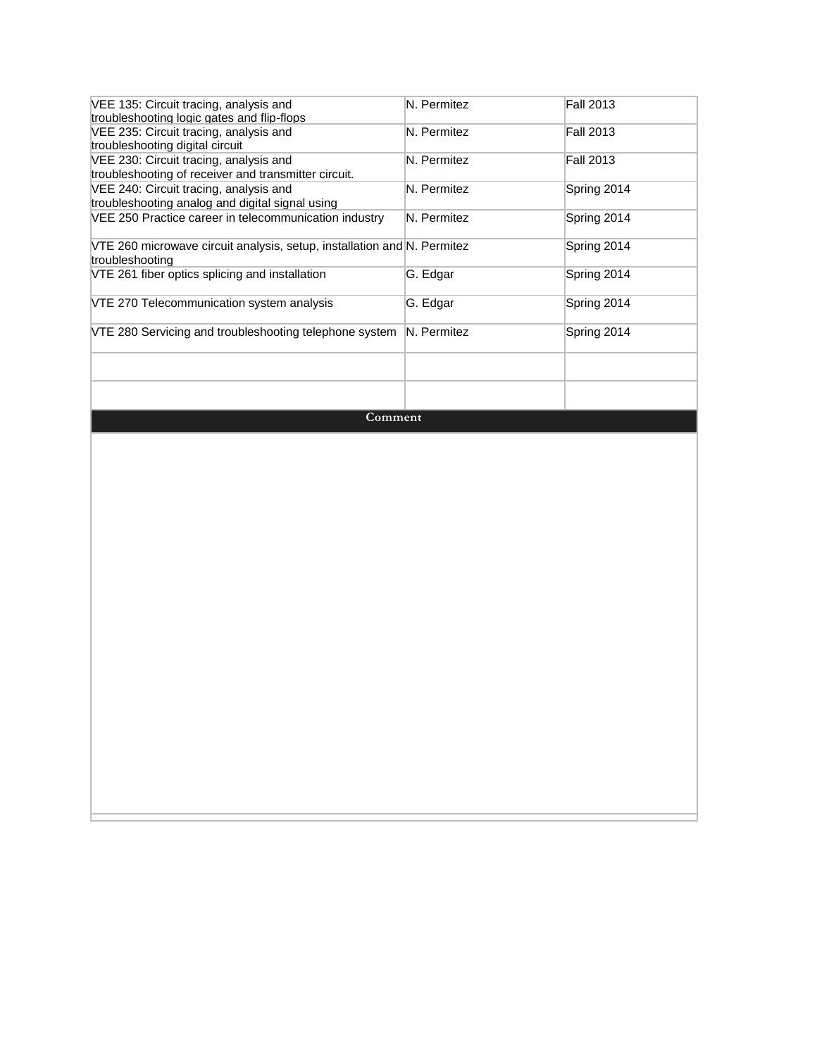| | | |
|---|---|---|
| VEE 135: Circuit tracing, analysis and troubleshooting logic gates and flip-flops | N. Permitez | Fall 2013 |
| VEE 235: Circuit tracing, analysis and troubleshooting digital circuit | N. Permitez | Fall 2013 |
| VEE 230: Circuit tracing, analysis and troubleshooting of receiver and transmitter circuit. | N. Permitez | Fall 2013 |
| VEE 240: Circuit tracing, analysis and troubleshooting analog and digital signal using | N. Permitez | Spring 2014 |
| VEE 250 Practice career in telecommunication industry | N. Permitez | Spring 2014 |
| VTE 260 microwave circuit analysis, setup, installation and troubleshooting | N. Permitez | Spring 2014 |
| VTE 261 fiber optics splicing and installation | G. Edgar | Spring 2014 |
| VTE 270 Telecommunication system analysis | G. Edgar | Spring 2014 |
| VTE 280 Servicing and troubleshooting telephone system | N. Permitez | Spring 2014 |
| | | |
| | | |

**Comment**